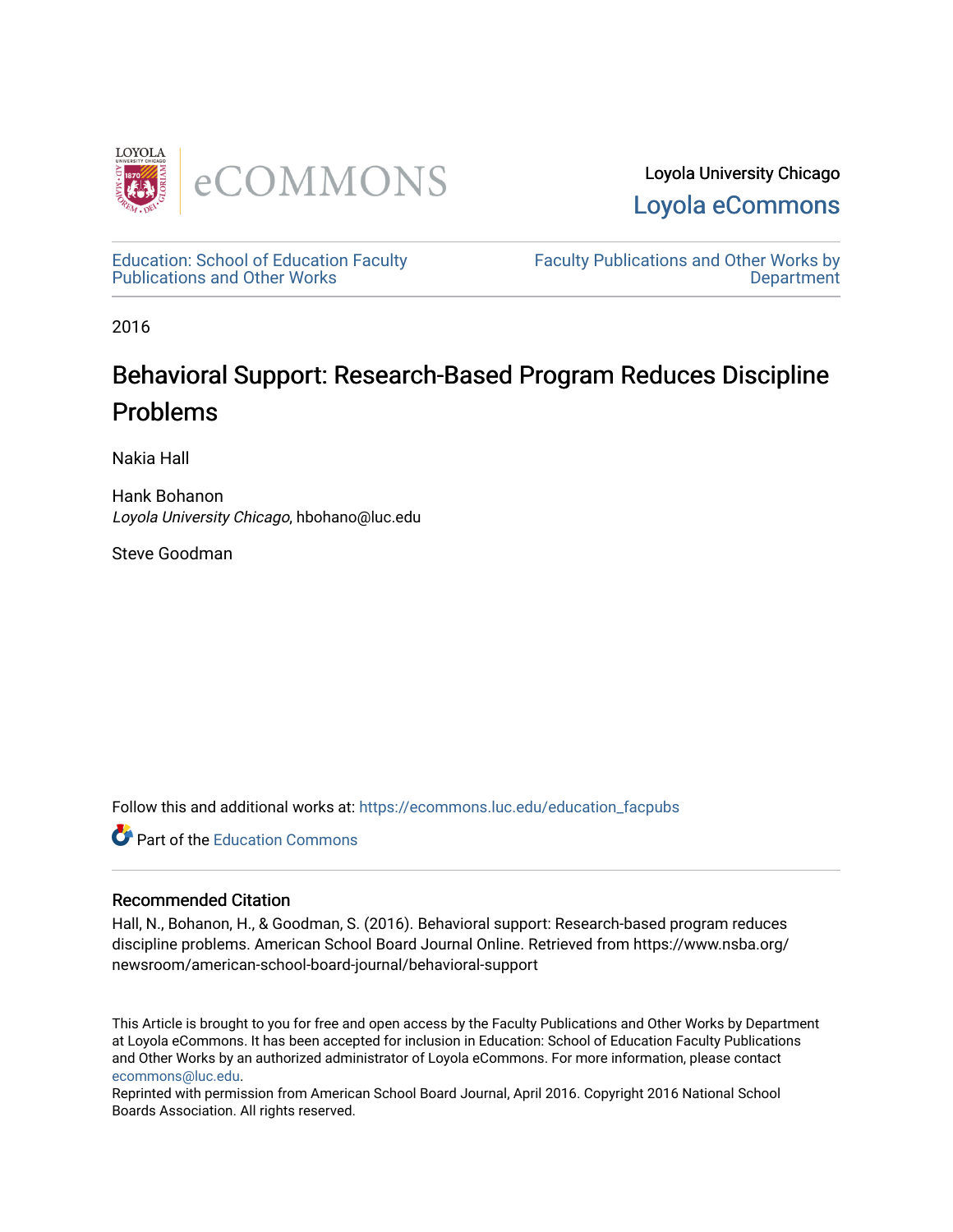Loyola University Chicago

Loyola eCommons

Education: School of Education Faculty Publications and Other Works

Faculty Publications and Other Works by Department

2016

# Behavioral Support: Research-Based Program Reduces Discipline Problems

Nakia Hall

Hank Bohanon
*Loyola University Chicago*, hbohano@luc.edu

Steve Goodman

Follow this and additional works at: https://ecommons.luc.edu/education_facpubs

Part of the Education Commons

## Recommended Citation

Hall, N., Bohanon, H., & Goodman, S. (2016). Behavioral support: Research-based program reduces discipline problems. American School Board Journal Online. Retrieved from https://www.nsba.org/newsroom/american-school-board-journal/behavioral-support

This Article is brought to you for free and open access by the Faculty Publications and Other Works by Department at Loyola eCommons. It has been accepted for inclusion in Education: School of Education Faculty Publications and Other Works by an authorized administrator of Loyola eCommons. For more information, please contact ecommons@luc.edu.

Reprinted with permission from American School Board Journal, April 2016. Copyright 2016 National School Boards Association. All rights reserved.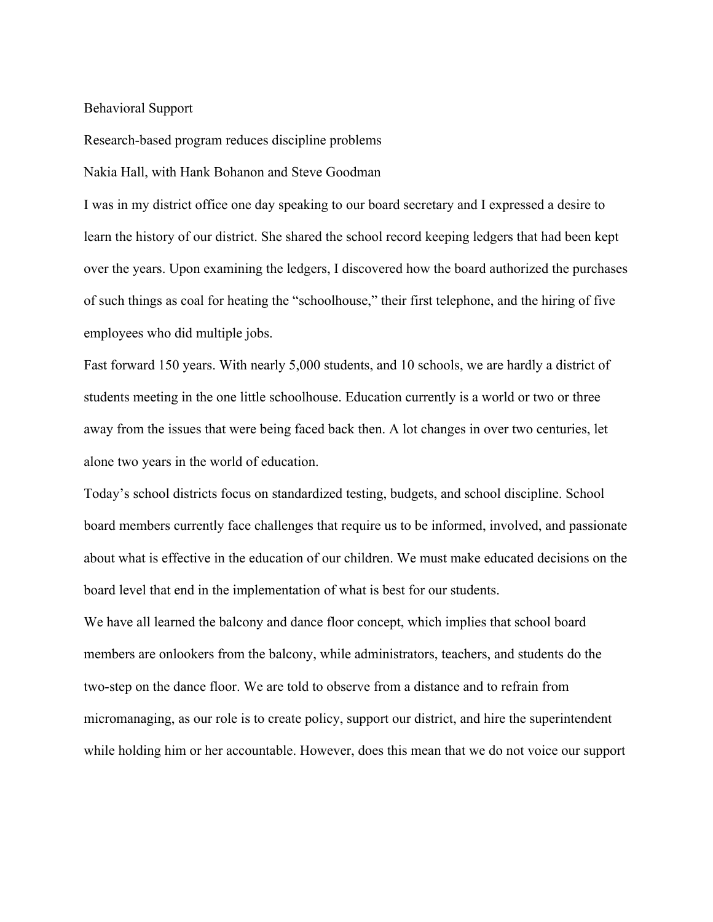# Behavioral Support

## Research-based program reduces discipline problems

Nakia Hall, with Hank Bohanon and Steve Goodman

I was in my district office one day speaking to our board secretary and I expressed a desire to learn the history of our district. She shared the school record keeping ledgers that had been kept over the years. Upon examining the ledgers, I discovered how the board authorized the purchases of such things as coal for heating the "schoolhouse," their first telephone, and the hiring of five employees who did multiple jobs.

Fast forward 150 years. With nearly 5,000 students, and 10 schools, we are hardly a district of students meeting in the one little schoolhouse. Education currently is a world or two or three away from the issues that were being faced back then. A lot changes in over two centuries, let alone two years in the world of education.

Today's school districts focus on standardized testing, budgets, and school discipline. School board members currently face challenges that require us to be informed, involved, and passionate about what is effective in the education of our children. We must make educated decisions on the board level that end in the implementation of what is best for our students.

We have all learned the balcony and dance floor concept, which implies that school board members are onlookers from the balcony, while administrators, teachers, and students do the two-step on the dance floor. We are told to observe from a distance and to refrain from micromanaging, as our role is to create policy, support our district, and hire the superintendent while holding him or her accountable. However, does this mean that we do not voice our support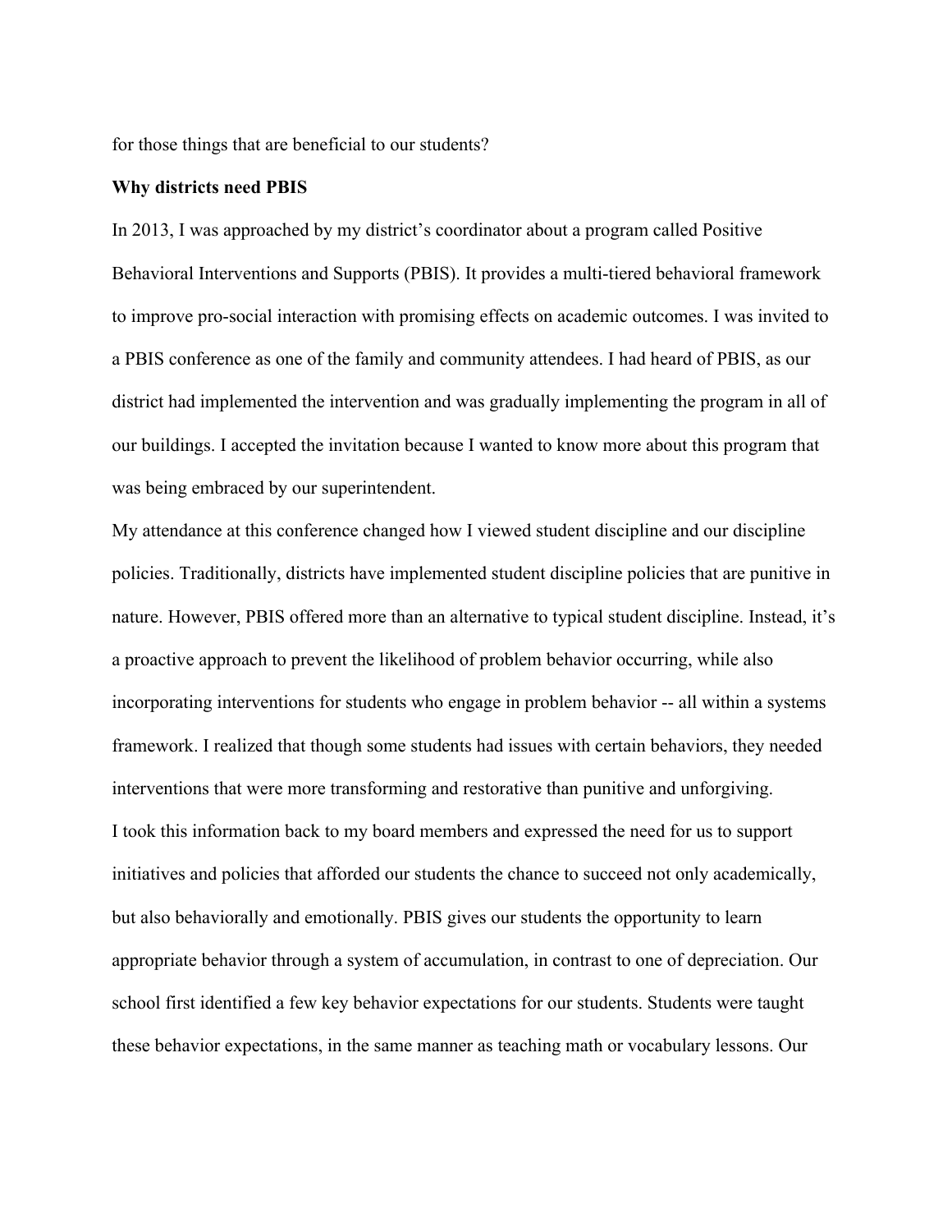for those things that are beneficial to our students?

**Why districts need PBIS**

In 2013, I was approached by my district's coordinator about a program called Positive Behavioral Interventions and Supports (PBIS). It provides a multi-tiered behavioral framework to improve pro-social interaction with promising effects on academic outcomes. I was invited to a PBIS conference as one of the family and community attendees. I had heard of PBIS, as our district had implemented the intervention and was gradually implementing the program in all of our buildings. I accepted the invitation because I wanted to know more about this program that was being embraced by our superintendent.

My attendance at this conference changed how I viewed student discipline and our discipline policies. Traditionally, districts have implemented student discipline policies that are punitive in nature. However, PBIS offered more than an alternative to typical student discipline. Instead, it's a proactive approach to prevent the likelihood of problem behavior occurring, while also incorporating interventions for students who engage in problem behavior -- all within a systems framework. I realized that though some students had issues with certain behaviors, they needed interventions that were more transforming and restorative than punitive and unforgiving.

I took this information back to my board members and expressed the need for us to support initiatives and policies that afforded our students the chance to succeed not only academically, but also behaviorally and emotionally. PBIS gives our students the opportunity to learn appropriate behavior through a system of accumulation, in contrast to one of depreciation. Our school first identified a few key behavior expectations for our students. Students were taught these behavior expectations, in the same manner as teaching math or vocabulary lessons. Our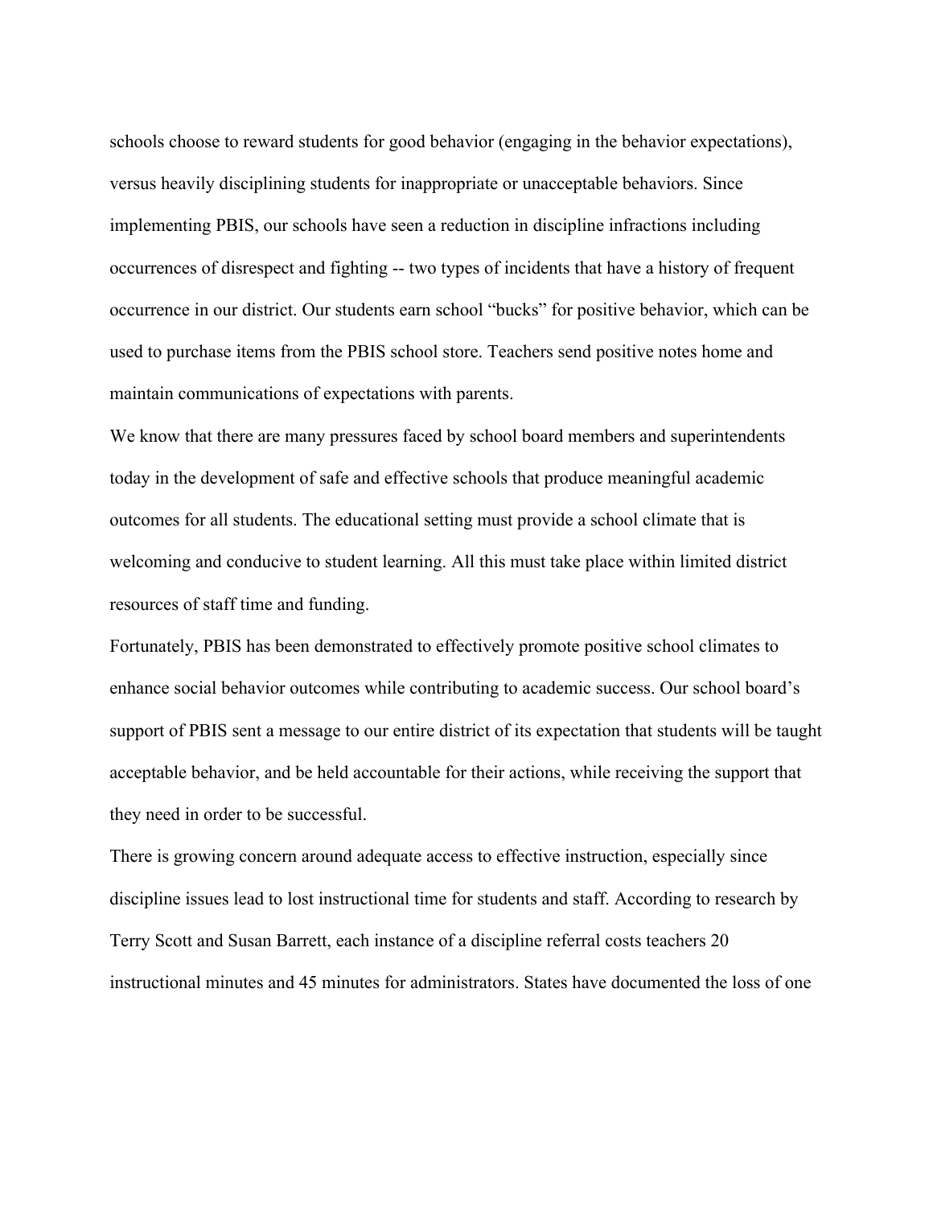schools choose to reward students for good behavior (engaging in the behavior expectations), versus heavily disciplining students for inappropriate or unacceptable behaviors. Since implementing PBIS, our schools have seen a reduction in discipline infractions including occurrences of disrespect and fighting -- two types of incidents that have a history of frequent occurrence in our district. Our students earn school "bucks" for positive behavior, which can be used to purchase items from the PBIS school store. Teachers send positive notes home and maintain communications of expectations with parents.

We know that there are many pressures faced by school board members and superintendents today in the development of safe and effective schools that produce meaningful academic outcomes for all students. The educational setting must provide a school climate that is welcoming and conducive to student learning. All this must take place within limited district resources of staff time and funding.

Fortunately, PBIS has been demonstrated to effectively promote positive school climates to enhance social behavior outcomes while contributing to academic success. Our school board's support of PBIS sent a message to our entire district of its expectation that students will be taught acceptable behavior, and be held accountable for their actions, while receiving the support that they need in order to be successful.

There is growing concern around adequate access to effective instruction, especially since discipline issues lead to lost instructional time for students and staff. According to research by Terry Scott and Susan Barrett, each instance of a discipline referral costs teachers 20 instructional minutes and 45 minutes for administrators. States have documented the loss of one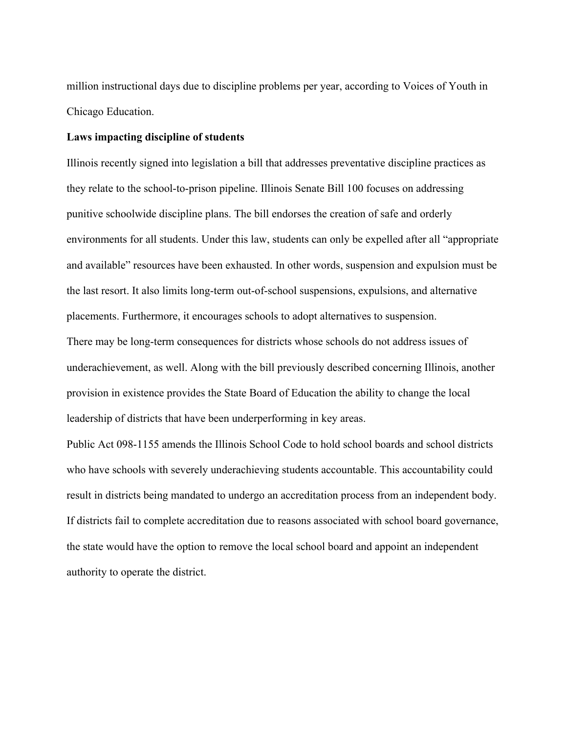million instructional days due to discipline problems per year, according to Voices of Youth in Chicago Education.

**Laws impacting discipline of students**

Illinois recently signed into legislation a bill that addresses preventative discipline practices as they relate to the school-to-prison pipeline. Illinois Senate Bill 100 focuses on addressing punitive schoolwide discipline plans. The bill endorses the creation of safe and orderly environments for all students. Under this law, students can only be expelled after all "appropriate and available" resources have been exhausted. In other words, suspension and expulsion must be the last resort. It also limits long-term out-of-school suspensions, expulsions, and alternative placements. Furthermore, it encourages schools to adopt alternatives to suspension.

There may be long-term consequences for districts whose schools do not address issues of underachievement, as well. Along with the bill previously described concerning Illinois, another provision in existence provides the State Board of Education the ability to change the local leadership of districts that have been underperforming in key areas.

Public Act 098-1155 amends the Illinois School Code to hold school boards and school districts who have schools with severely underachieving students accountable. This accountability could result in districts being mandated to undergo an accreditation process from an independent body. If districts fail to complete accreditation due to reasons associated with school board governance, the state would have the option to remove the local school board and appoint an independent authority to operate the district.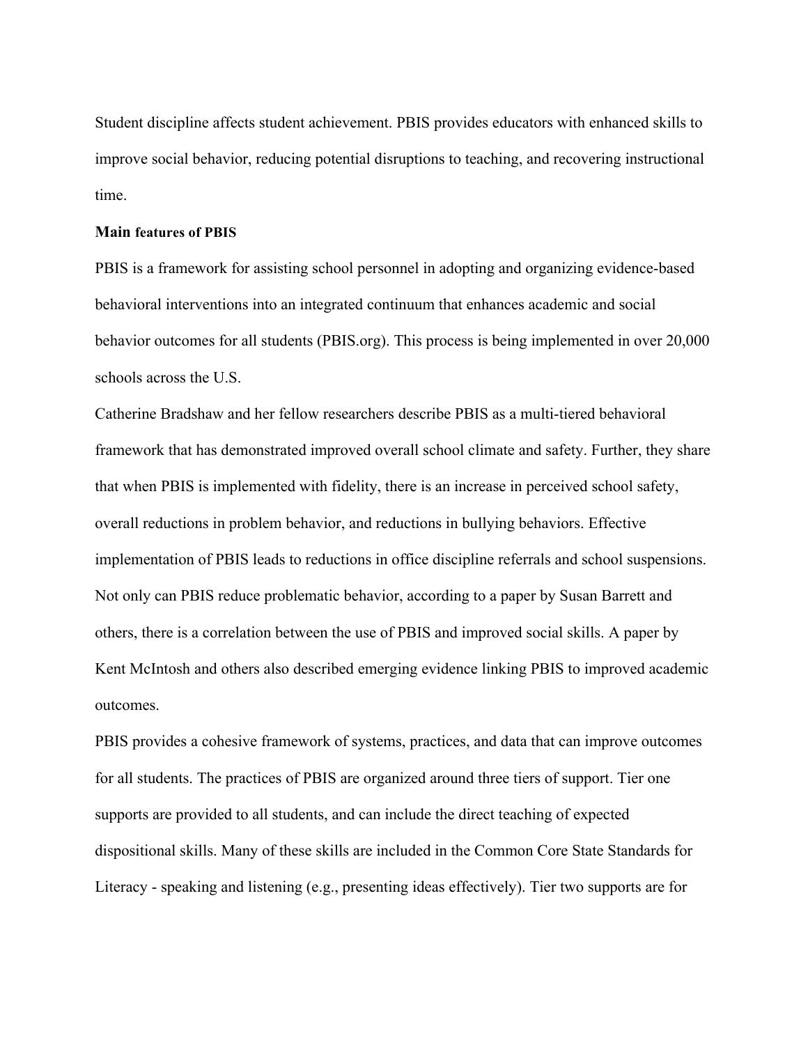Student discipline affects student achievement. PBIS provides educators with enhanced skills to improve social behavior, reducing potential disruptions to teaching, and recovering instructional time.

**Main features of PBIS**

PBIS is a framework for assisting school personnel in adopting and organizing evidence-based behavioral interventions into an integrated continuum that enhances academic and social behavior outcomes for all students (PBIS.org). This process is being implemented in over 20,000 schools across the U.S.

Catherine Bradshaw and her fellow researchers describe PBIS as a multi-tiered behavioral framework that has demonstrated improved overall school climate and safety. Further, they share that when PBIS is implemented with fidelity, there is an increase in perceived school safety, overall reductions in problem behavior, and reductions in bullying behaviors. Effective implementation of PBIS leads to reductions in office discipline referrals and school suspensions. Not only can PBIS reduce problematic behavior, according to a paper by Susan Barrett and others, there is a correlation between the use of PBIS and improved social skills. A paper by Kent McIntosh and others also described emerging evidence linking PBIS to improved academic outcomes.

PBIS provides a cohesive framework of systems, practices, and data that can improve outcomes for all students. The practices of PBIS are organized around three tiers of support. Tier one supports are provided to all students, and can include the direct teaching of expected dispositional skills. Many of these skills are included in the Common Core State Standards for Literacy - speaking and listening (e.g., presenting ideas effectively). Tier two supports are for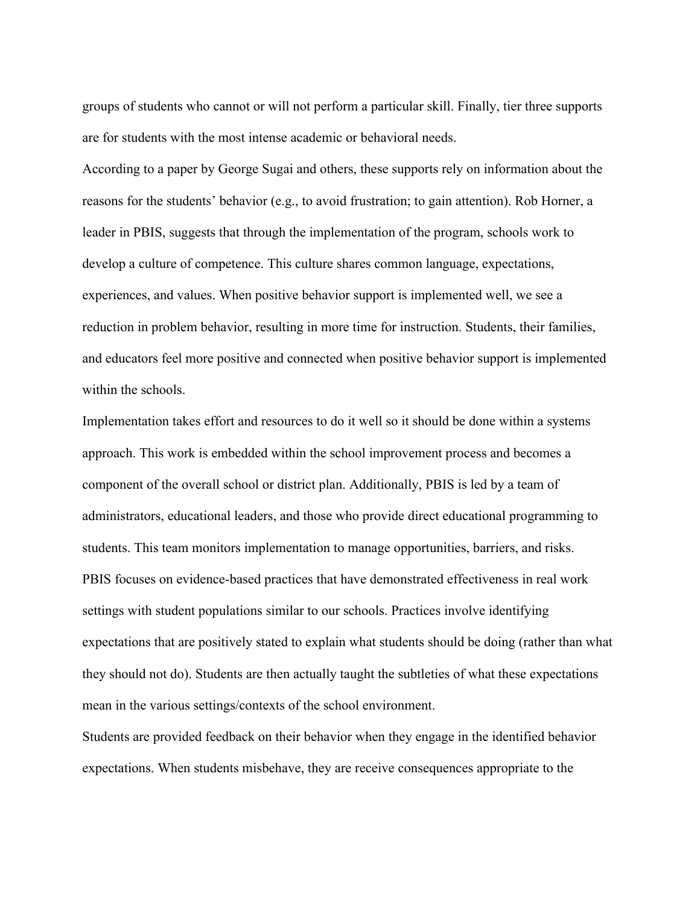groups of students who cannot or will not perform a particular skill. Finally, tier three supports are for students with the most intense academic or behavioral needs.

According to a paper by George Sugai and others, these supports rely on information about the reasons for the students' behavior (e.g., to avoid frustration; to gain attention). Rob Horner, a leader in PBIS, suggests that through the implementation of the program, schools work to develop a culture of competence. This culture shares common language, expectations, experiences, and values. When positive behavior support is implemented well, we see a reduction in problem behavior, resulting in more time for instruction. Students, their families, and educators feel more positive and connected when positive behavior support is implemented within the schools.

Implementation takes effort and resources to do it well so it should be done within a systems approach. This work is embedded within the school improvement process and becomes a component of the overall school or district plan. Additionally, PBIS is led by a team of administrators, educational leaders, and those who provide direct educational programming to students. This team monitors implementation to manage opportunities, barriers, and risks.

PBIS focuses on evidence-based practices that have demonstrated effectiveness in real work settings with student populations similar to our schools. Practices involve identifying expectations that are positively stated to explain what students should be doing (rather than what they should not do). Students are then actually taught the subtleties of what these expectations mean in the various settings/contexts of the school environment.

Students are provided feedback on their behavior when they engage in the identified behavior expectations. When students misbehave, they are receive consequences appropriate to the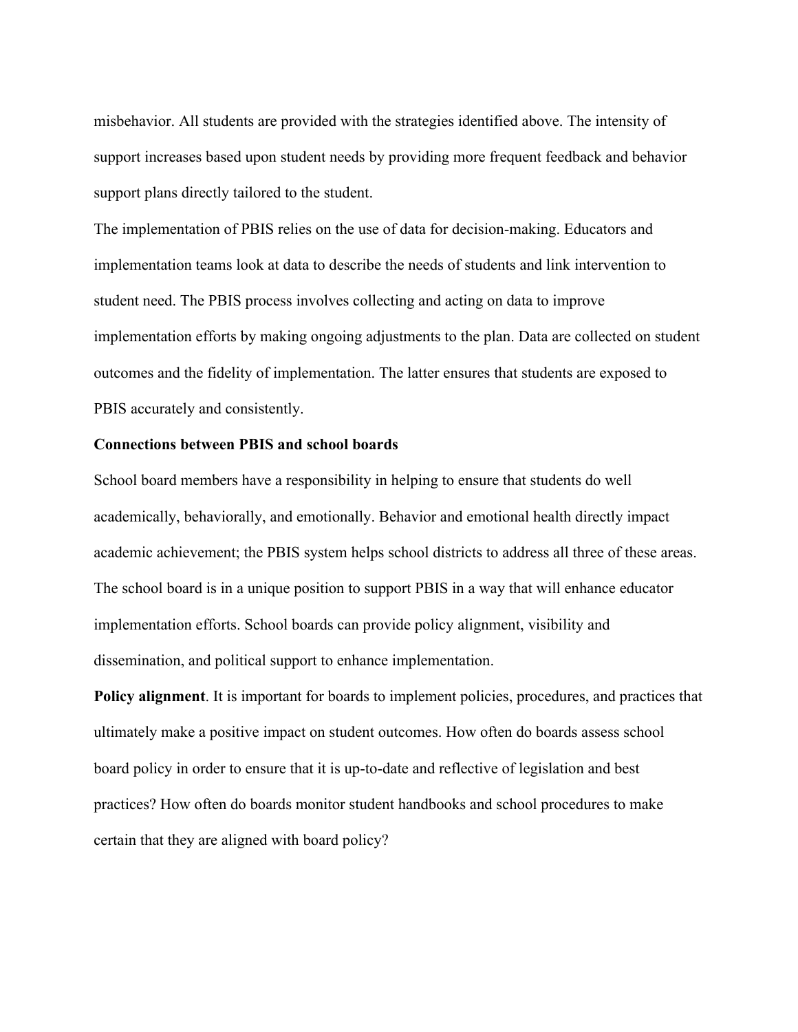misbehavior. All students are provided with the strategies identified above. The intensity of support increases based upon student needs by providing more frequent feedback and behavior support plans directly tailored to the student.

The implementation of PBIS relies on the use of data for decision-making. Educators and implementation teams look at data to describe the needs of students and link intervention to student need. The PBIS process involves collecting and acting on data to improve implementation efforts by making ongoing adjustments to the plan. Data are collected on student outcomes and the fidelity of implementation. The latter ensures that students are exposed to PBIS accurately and consistently.

**Connections between PBIS and school boards**

School board members have a responsibility in helping to ensure that students do well academically, behaviorally, and emotionally. Behavior and emotional health directly impact academic achievement; the PBIS system helps school districts to address all three of these areas. The school board is in a unique position to support PBIS in a way that will enhance educator implementation efforts. School boards can provide policy alignment, visibility and dissemination, and political support to enhance implementation.

**Policy alignment**. It is important for boards to implement policies, procedures, and practices that ultimately make a positive impact on student outcomes. How often do boards assess school board policy in order to ensure that it is up-to-date and reflective of legislation and best practices? How often do boards monitor student handbooks and school procedures to make certain that they are aligned with board policy?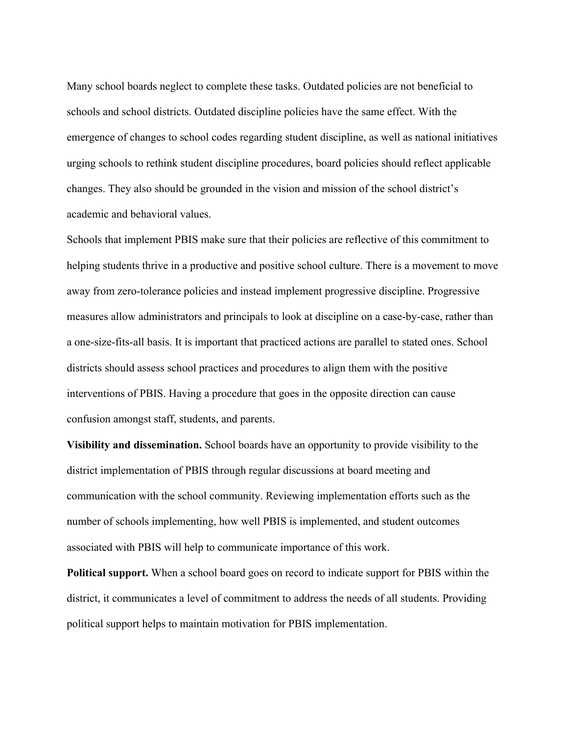Many school boards neglect to complete these tasks. Outdated policies are not beneficial to schools and school districts. Outdated discipline policies have the same effect. With the emergence of changes to school codes regarding student discipline, as well as national initiatives urging schools to rethink student discipline procedures, board policies should reflect applicable changes. They also should be grounded in the vision and mission of the school district's academic and behavioral values.

Schools that implement PBIS make sure that their policies are reflective of this commitment to helping students thrive in a productive and positive school culture. There is a movement to move away from zero-tolerance policies and instead implement progressive discipline. Progressive measures allow administrators and principals to look at discipline on a case-by-case, rather than a one-size-fits-all basis. It is important that practiced actions are parallel to stated ones. School districts should assess school practices and procedures to align them with the positive interventions of PBIS. Having a procedure that goes in the opposite direction can cause confusion amongst staff, students, and parents.

**Visibility and dissemination.** School boards have an opportunity to provide visibility to the district implementation of PBIS through regular discussions at board meeting and communication with the school community. Reviewing implementation efforts such as the number of schools implementing, how well PBIS is implemented, and student outcomes associated with PBIS will help to communicate importance of this work.

**Political support.** When a school board goes on record to indicate support for PBIS within the district, it communicates a level of commitment to address the needs of all students. Providing political support helps to maintain motivation for PBIS implementation.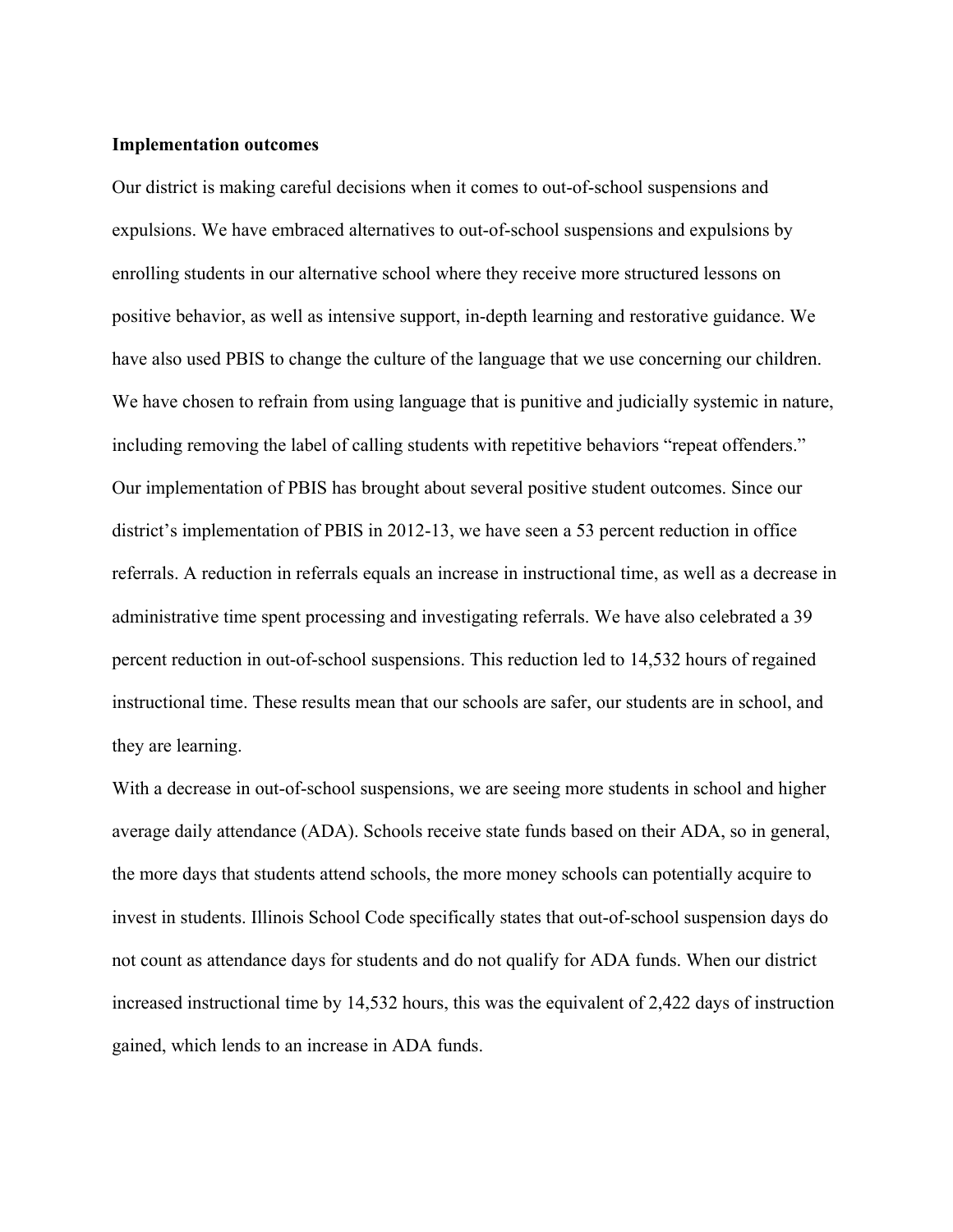**Implementation outcomes**

Our district is making careful decisions when it comes to out-of-school suspensions and expulsions. We have embraced alternatives to out-of-school suspensions and expulsions by enrolling students in our alternative school where they receive more structured lessons on positive behavior, as well as intensive support, in-depth learning and restorative guidance. We have also used PBIS to change the culture of the language that we use concerning our children. We have chosen to refrain from using language that is punitive and judicially systemic in nature, including removing the label of calling students with repetitive behaviors "repeat offenders." Our implementation of PBIS has brought about several positive student outcomes. Since our district's implementation of PBIS in 2012-13, we have seen a 53 percent reduction in office referrals. A reduction in referrals equals an increase in instructional time, as well as a decrease in administrative time spent processing and investigating referrals. We have also celebrated a 39 percent reduction in out-of-school suspensions. This reduction led to 14,532 hours of regained instructional time. These results mean that our schools are safer, our students are in school, and they are learning.

With a decrease in out-of-school suspensions, we are seeing more students in school and higher average daily attendance (ADA). Schools receive state funds based on their ADA, so in general, the more days that students attend schools, the more money schools can potentially acquire to invest in students. Illinois School Code specifically states that out-of-school suspension days do not count as attendance days for students and do not qualify for ADA funds. When our district increased instructional time by 14,532 hours, this was the equivalent of 2,422 days of instruction gained, which lends to an increase in ADA funds.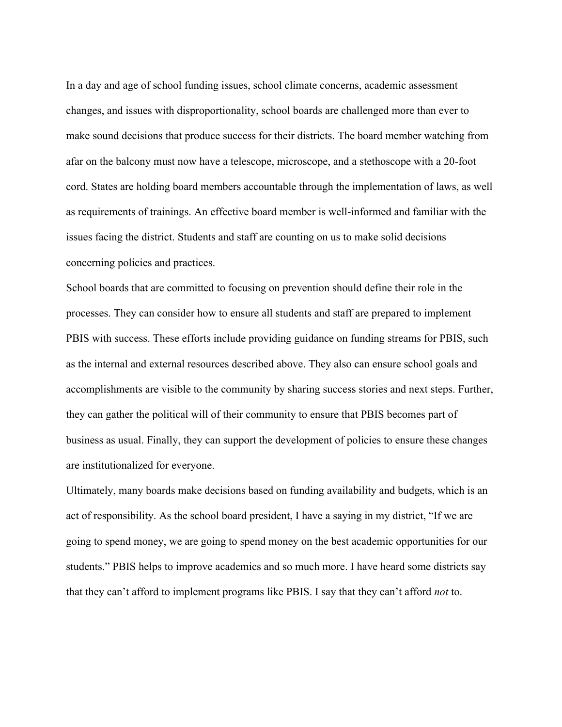In a day and age of school funding issues, school climate concerns, academic assessment changes, and issues with disproportionality, school boards are challenged more than ever to make sound decisions that produce success for their districts. The board member watching from afar on the balcony must now have a telescope, microscope, and a stethoscope with a 20-foot cord. States are holding board members accountable through the implementation of laws, as well as requirements of trainings. An effective board member is well-informed and familiar with the issues facing the district. Students and staff are counting on us to make solid decisions concerning policies and practices.

School boards that are committed to focusing on prevention should define their role in the processes. They can consider how to ensure all students and staff are prepared to implement PBIS with success. These efforts include providing guidance on funding streams for PBIS, such as the internal and external resources described above. They also can ensure school goals and accomplishments are visible to the community by sharing success stories and next steps. Further, they can gather the political will of their community to ensure that PBIS becomes part of business as usual. Finally, they can support the development of policies to ensure these changes are institutionalized for everyone.

Ultimately, many boards make decisions based on funding availability and budgets, which is an act of responsibility. As the school board president, I have a saying in my district, "If we are going to spend money, we are going to spend money on the best academic opportunities for our students." PBIS helps to improve academics and so much more. I have heard some districts say that they can't afford to implement programs like PBIS. I say that they can't afford *not* to.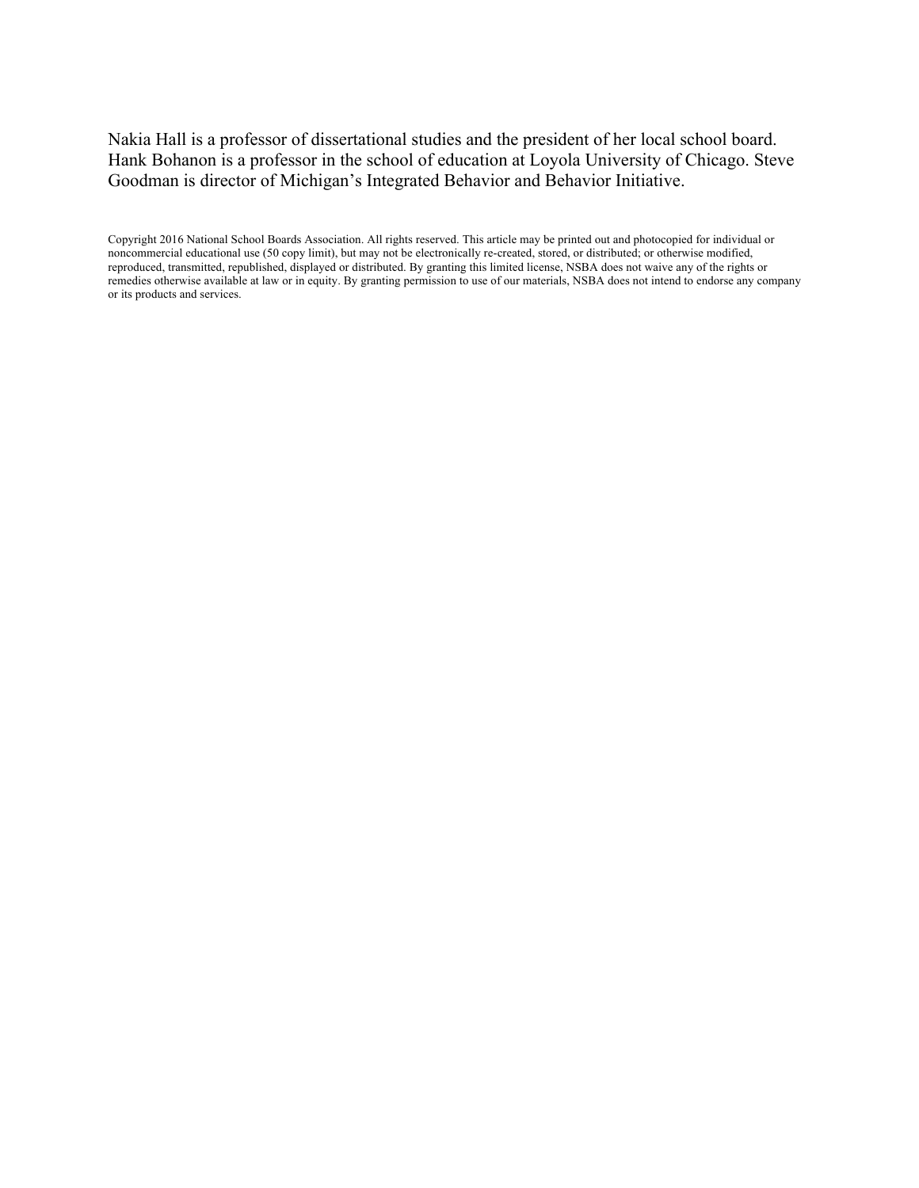Nakia Hall is a professor of dissertational studies and the president of her local school board. Hank Bohanon is a professor in the school of education at Loyola University of Chicago. Steve Goodman is director of Michigan's Integrated Behavior and Behavior Initiative.

Copyright 2016 National School Boards Association. All rights reserved. This article may be printed out and photocopied for individual or noncommercial educational use (50 copy limit), but may not be electronically re-created, stored, or distributed; or otherwise modified, reproduced, transmitted, republished, displayed or distributed. By granting this limited license, NSBA does not waive any of the rights or remedies otherwise available at law or in equity. By granting permission to use of our materials, NSBA does not intend to endorse any company or its products and services.